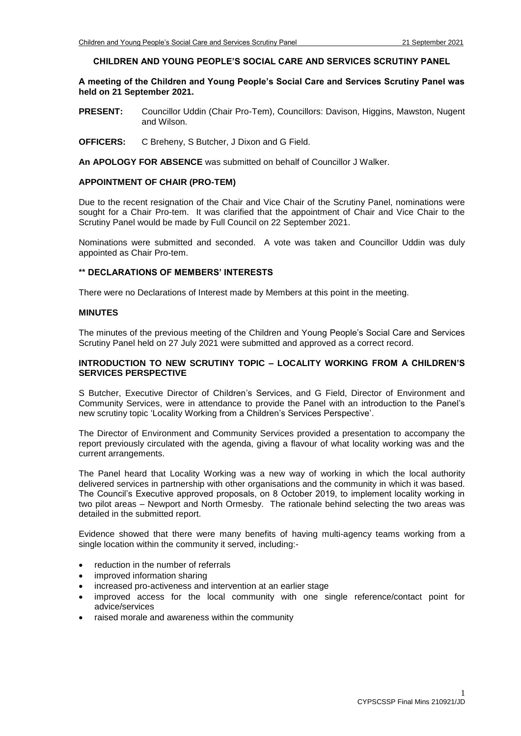# CHILDREN AND YOUNG PEOPLE'S SOCIAL CARE AND SERVICES SCRUTINY PANEL

**A meeting of the Children and Young People's Social Care and Services Scrutiny Panel was held on 21 September 2021.**

**PRESENT:** Councillor Uddin (Chair Pro-Tem), Councillors: Davison, Higgins, Mawston, Nugent and Wilson.

**OFFICERS:** C Breheny, S Butcher, J Dixon and G Field.

**An APOLOGY FOR ABSENCE** was submitted on behalf of Councillor J Walker.

## APPOINTMENT OF CHAIR (PRO-TEM)

Due to the recent resignation of the Chair and Vice Chair of the Scrutiny Panel, nominations were sought for a Chair Pro-tem. It was clarified that the appointment of Chair and Vice Chair to the Scrutiny Panel would be made by Full Council on 22 September 2021.

Nominations were submitted and seconded. A vote was taken and Councillor Uddin was duly appointed as Chair Pro-tem.

## ** DECLARATIONS OF MEMBERS' INTERESTS

There were no Declarations of Interest made by Members at this point in the meeting.

## MINUTES

The minutes of the previous meeting of the Children and Young People's Social Care and Services Scrutiny Panel held on 27 July 2021 were submitted and approved as a correct record.

## INTRODUCTION TO NEW SCRUTINY TOPIC – LOCALITY WORKING FROM A CHILDREN'S SERVICES PERSPECTIVE

S Butcher, Executive Director of Children's Services, and G Field, Director of Environment and Community Services, were in attendance to provide the Panel with an introduction to the Panel's new scrutiny topic 'Locality Working from a Children's Services Perspective'.

The Director of Environment and Community Services provided a presentation to accompany the report previously circulated with the agenda, giving a flavour of what locality working was and the current arrangements.

The Panel heard that Locality Working was a new way of working in which the local authority delivered services in partnership with other organisations and the community in which it was based. The Council's Executive approved proposals, on 8 October 2019, to implement locality working in two pilot areas – Newport and North Ormesby. The rationale behind selecting the two areas was detailed in the submitted report.

Evidence showed that there were many benefits of having multi-agency teams working from a single location within the community it served, including:-

- reduction in the number of referrals
- improved information sharing
- increased pro-activeness and intervention at an earlier stage
- improved access for the local community with one single reference/contact point for advice/services
- raised morale and awareness within the community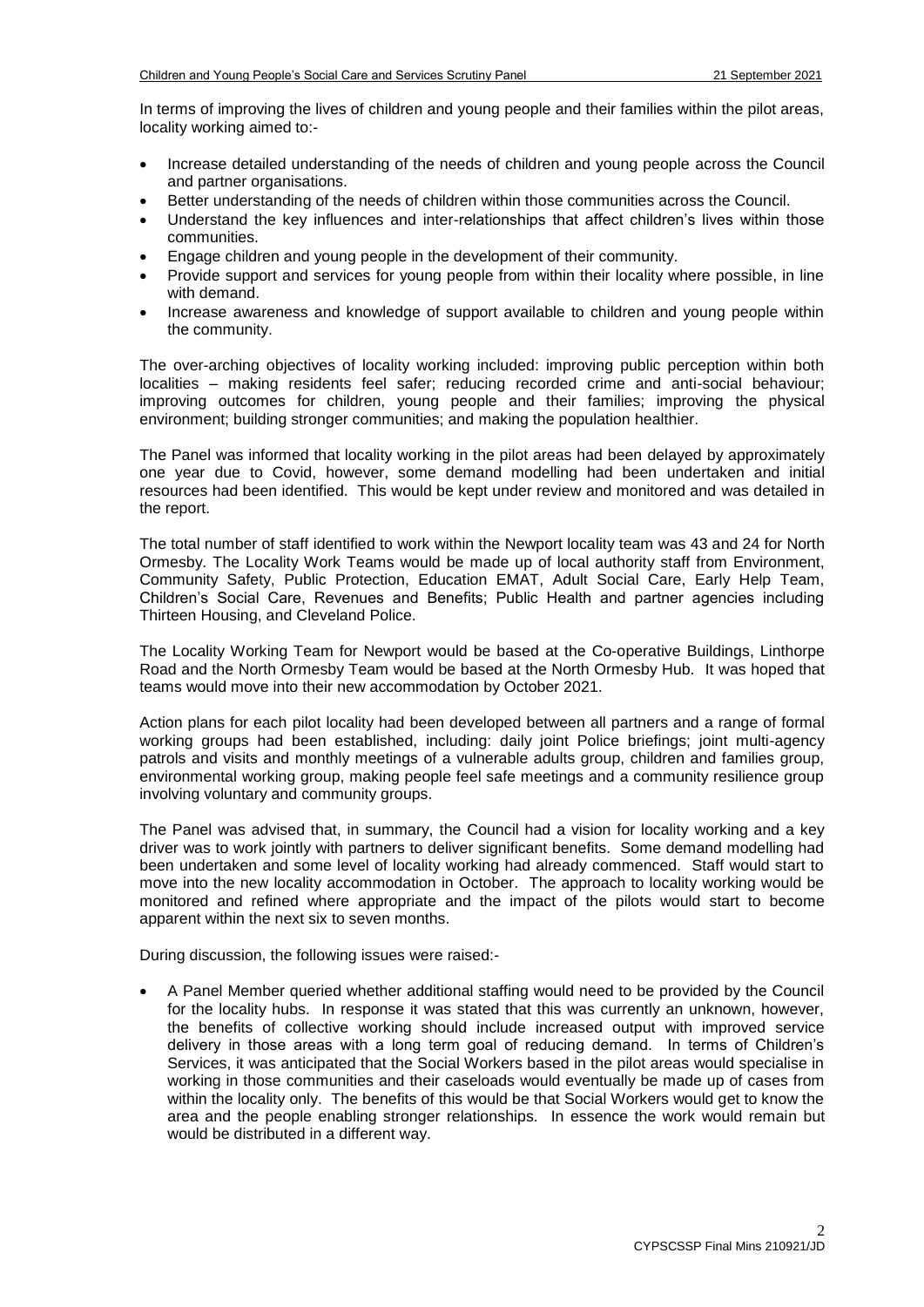In terms of improving the lives of children and young people and their families within the pilot areas, locality working aimed to:-

- Increase detailed understanding of the needs of children and young people across the Council and partner organisations.
- Better understanding of the needs of children within those communities across the Council.
- Understand the key influences and inter-relationships that affect children's lives within those communities.
- Engage children and young people in the development of their community.
- Provide support and services for young people from within their locality where possible, in line with demand.
- Increase awareness and knowledge of support available to children and young people within the community.

The over-arching objectives of locality working included: improving public perception within both localities – making residents feel safer; reducing recorded crime and anti-social behaviour; improving outcomes for children, young people and their families; improving the physical environment; building stronger communities; and making the population healthier.

The Panel was informed that locality working in the pilot areas had been delayed by approximately one year due to Covid, however, some demand modelling had been undertaken and initial resources had been identified. This would be kept under review and monitored and was detailed in the report.

The total number of staff identified to work within the Newport locality team was 43 and 24 for North Ormesby. The Locality Work Teams would be made up of local authority staff from Environment, Community Safety, Public Protection, Education EMAT, Adult Social Care, Early Help Team, Children's Social Care, Revenues and Benefits; Public Health and partner agencies including Thirteen Housing, and Cleveland Police.

The Locality Working Team for Newport would be based at the Co-operative Buildings, Linthorpe Road and the North Ormesby Team would be based at the North Ormesby Hub. It was hoped that teams would move into their new accommodation by October 2021.

Action plans for each pilot locality had been developed between all partners and a range of formal working groups had been established, including: daily joint Police briefings; joint multi-agency patrols and visits and monthly meetings of a vulnerable adults group, children and families group, environmental working group, making people feel safe meetings and a community resilience group involving voluntary and community groups.

The Panel was advised that, in summary, the Council had a vision for locality working and a key driver was to work jointly with partners to deliver significant benefits. Some demand modelling had been undertaken and some level of locality working had already commenced. Staff would start to move into the new locality accommodation in October. The approach to locality working would be monitored and refined where appropriate and the impact of the pilots would start to become apparent within the next six to seven months.

During discussion, the following issues were raised:-

- A Panel Member queried whether additional staffing would need to be provided by the Council for the locality hubs. In response it was stated that this was currently an unknown, however, the benefits of collective working should include increased output with improved service delivery in those areas with a long term goal of reducing demand. In terms of Children's Services, it was anticipated that the Social Workers based in the pilot areas would specialise in working in those communities and their caseloads would eventually be made up of cases from within the locality only. The benefits of this would be that Social Workers would get to know the area and the people enabling stronger relationships. In essence the work would remain but would be distributed in a different way.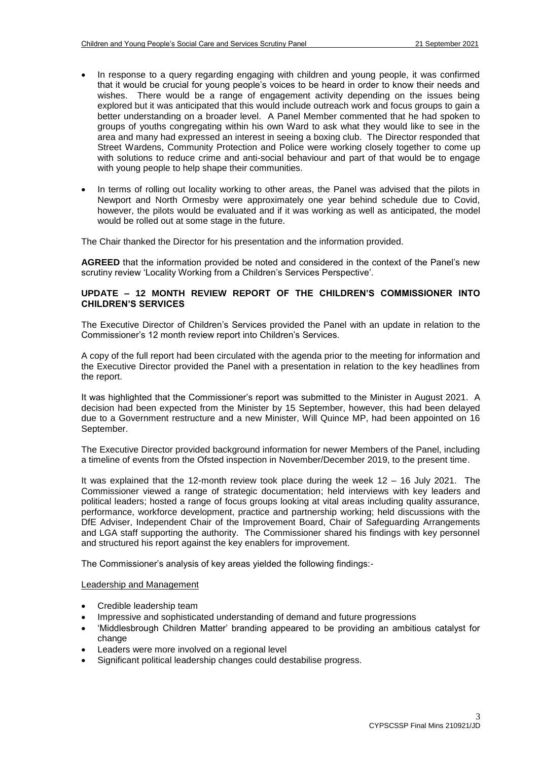- In response to a query regarding engaging with children and young people, it was confirmed that it would be crucial for young people's voices to be heard in order to know their needs and wishes. There would be a range of engagement activity depending on the issues being explored but it was anticipated that this would include outreach work and focus groups to gain a better understanding on a broader level. A Panel Member commented that he had spoken to groups of youths congregating within his own Ward to ask what they would like to see in the area and many had expressed an interest in seeing a boxing club. The Director responded that Street Wardens, Community Protection and Police were working closely together to come up with solutions to reduce crime and anti-social behaviour and part of that would be to engage with young people to help shape their communities.

- In terms of rolling out locality working to other areas, the Panel was advised that the pilots in Newport and North Ormesby were approximately one year behind schedule due to Covid, however, the pilots would be evaluated and if it was working as well as anticipated, the model would be rolled out at some stage in the future.

The Chair thanked the Director for his presentation and the information provided.

**AGREED** that the information provided be noted and considered in the context of the Panel's new scrutiny review 'Locality Working from a Children's Services Perspective'.

**UPDATE – 12 MONTH REVIEW REPORT OF THE CHILDREN'S COMMISSIONER INTO CHILDREN'S SERVICES**

The Executive Director of Children's Services provided the Panel with an update in relation to the Commissioner's 12 month review report into Children's Services.

A copy of the full report had been circulated with the agenda prior to the meeting for information and the Executive Director provided the Panel with a presentation in relation to the key headlines from the report.

It was highlighted that the Commissioner's report was submitted to the Minister in August 2021. A decision had been expected from the Minister by 15 September, however, this had been delayed due to a Government restructure and a new Minister, Will Quince MP, had been appointed on 16 September.

The Executive Director provided background information for newer Members of the Panel, including a timeline of events from the Ofsted inspection in November/December 2019, to the present time.

It was explained that the 12-month review took place during the week 12 – 16 July 2021. The Commissioner viewed a range of strategic documentation; held interviews with key leaders and political leaders; hosted a range of focus groups looking at vital areas including quality assurance, performance, workforce development, practice and partnership working; held discussions with the DfE Adviser, Independent Chair of the Improvement Board, Chair of Safeguarding Arrangements and LGA staff supporting the authority. The Commissioner shared his findings with key personnel and structured his report against the key enablers for improvement.

The Commissioner's analysis of key areas yielded the following findings:-

Leadership and Management

- Credible leadership team
- Impressive and sophisticated understanding of demand and future progressions
- 'Middlesbrough Children Matter' branding appeared to be providing an ambitious catalyst for change
- Leaders were more involved on a regional level
- Significant political leadership changes could destabilise progress.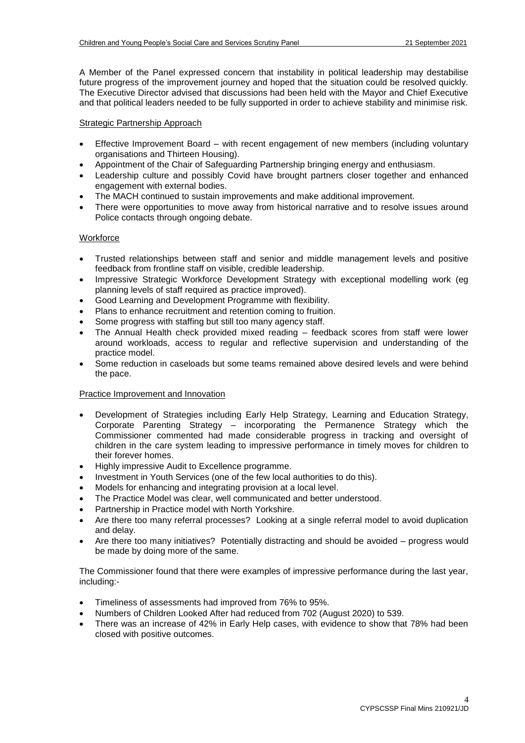A Member of the Panel expressed concern that instability in political leadership may destabilise future progress of the improvement journey and hoped that the situation could be resolved quickly. The Executive Director advised that discussions had been held with the Mayor and Chief Executive and that political leaders needed to be fully supported in order to achieve stability and minimise risk.

Strategic Partnership Approach

- Effective Improvement Board – with recent engagement of new members (including voluntary organisations and Thirteen Housing).
- Appointment of the Chair of Safeguarding Partnership bringing energy and enthusiasm.
- Leadership culture and possibly Covid have brought partners closer together and enhanced engagement with external bodies.
- The MACH continued to sustain improvements and make additional improvement.
- There were opportunities to move away from historical narrative and to resolve issues around Police contacts through ongoing debate.

Workforce

- Trusted relationships between staff and senior and middle management levels and positive feedback from frontline staff on visible, credible leadership.
- Impressive Strategic Workforce Development Strategy with exceptional modelling work (eg planning levels of staff required as practice improved).
- Good Learning and Development Programme with flexibility.
- Plans to enhance recruitment and retention coming to fruition.
- Some progress with staffing but still too many agency staff.
- The Annual Health check provided mixed reading – feedback scores from staff were lower around workloads, access to regular and reflective supervision and understanding of the practice model.
- Some reduction in caseloads but some teams remained above desired levels and were behind the pace.

Practice Improvement and Innovation

- Development of Strategies including Early Help Strategy, Learning and Education Strategy, Corporate Parenting Strategy – incorporating the Permanence Strategy which the Commissioner commented had made considerable progress in tracking and oversight of children in the care system leading to impressive performance in timely moves for children to their forever homes.
- Highly impressive Audit to Excellence programme.
- Investment in Youth Services (one of the few local authorities to do this).
- Models for enhancing and integrating provision at a local level.
- The Practice Model was clear, well communicated and better understood.
- Partnership in Practice model with North Yorkshire.
- Are there too many referral processes? Looking at a single referral model to avoid duplication and delay.
- Are there too many initiatives? Potentially distracting and should be avoided – progress would be made by doing more of the same.

The Commissioner found that there were examples of impressive performance during the last year, including:-

- Timeliness of assessments had improved from 76% to 95%.
- Numbers of Children Looked After had reduced from 702 (August 2020) to 539.
- There was an increase of 42% in Early Help cases, with evidence to show that 78% had been closed with positive outcomes.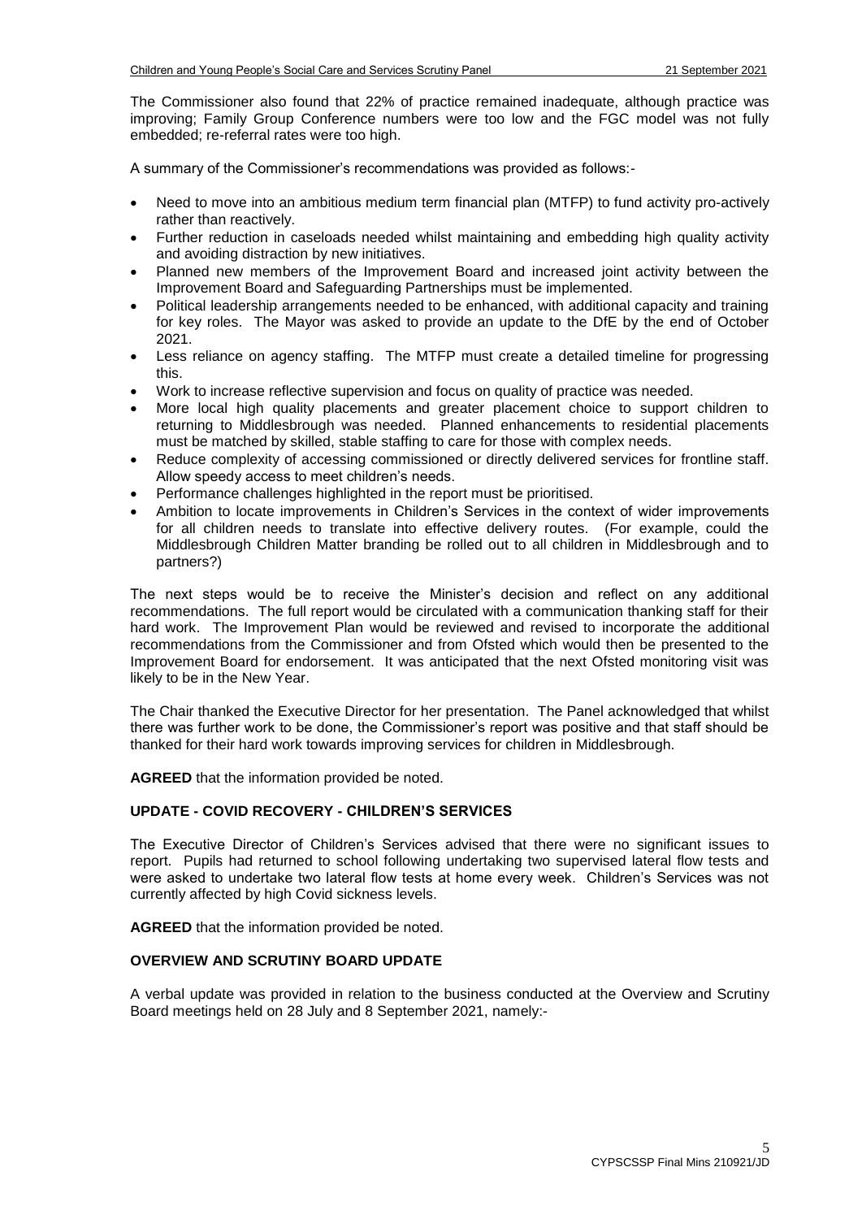The Commissioner also found that 22% of practice remained inadequate, although practice was improving; Family Group Conference numbers were too low and the FGC model was not fully embedded; re-referral rates were too high.

A summary of the Commissioner's recommendations was provided as follows:-

- Need to move into an ambitious medium term financial plan (MTFP) to fund activity pro-actively rather than reactively.
- Further reduction in caseloads needed whilst maintaining and embedding high quality activity and avoiding distraction by new initiatives.
- Planned new members of the Improvement Board and increased joint activity between the Improvement Board and Safeguarding Partnerships must be implemented.
- Political leadership arrangements needed to be enhanced, with additional capacity and training for key roles. The Mayor was asked to provide an update to the DfE by the end of October 2021.
- Less reliance on agency staffing. The MTFP must create a detailed timeline for progressing this.
- Work to increase reflective supervision and focus on quality of practice was needed.
- More local high quality placements and greater placement choice to support children to returning to Middlesbrough was needed. Planned enhancements to residential placements must be matched by skilled, stable staffing to care for those with complex needs.
- Reduce complexity of accessing commissioned or directly delivered services for frontline staff. Allow speedy access to meet children's needs.
- Performance challenges highlighted in the report must be prioritised.
- Ambition to locate improvements in Children's Services in the context of wider improvements for all children needs to translate into effective delivery routes. (For example, could the Middlesbrough Children Matter branding be rolled out to all children in Middlesbrough and to partners?)

The next steps would be to receive the Minister's decision and reflect on any additional recommendations. The full report would be circulated with a communication thanking staff for their hard work. The Improvement Plan would be reviewed and revised to incorporate the additional recommendations from the Commissioner and from Ofsted which would then be presented to the Improvement Board for endorsement. It was anticipated that the next Ofsted monitoring visit was likely to be in the New Year.

The Chair thanked the Executive Director for her presentation. The Panel acknowledged that whilst there was further work to be done, the Commissioner's report was positive and that staff should be thanked for their hard work towards improving services for children in Middlesbrough.

**AGREED** that the information provided be noted.

## UPDATE - COVID RECOVERY - CHILDREN'S SERVICES

The Executive Director of Children's Services advised that there were no significant issues to report. Pupils had returned to school following undertaking two supervised lateral flow tests and were asked to undertake two lateral flow tests at home every week. Children's Services was not currently affected by high Covid sickness levels.

**AGREED** that the information provided be noted.

## OVERVIEW AND SCRUTINY BOARD UPDATE

A verbal update was provided in relation to the business conducted at the Overview and Scrutiny Board meetings held on 28 July and 8 September 2021, namely:-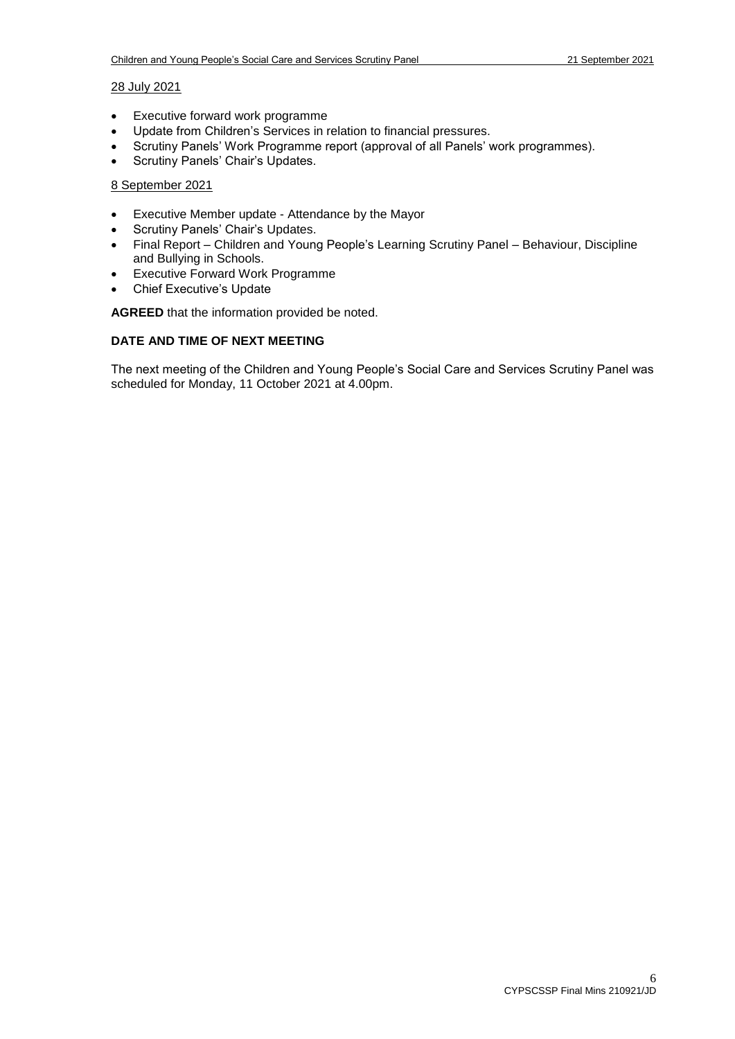28 July 2021

- Executive forward work programme
- Update from Children's Services in relation to financial pressures.
- Scrutiny Panels' Work Programme report (approval of all Panels' work programmes).
- Scrutiny Panels' Chair's Updates.

8 September 2021

- Executive Member update - Attendance by the Mayor
- Scrutiny Panels' Chair's Updates.
- Final Report – Children and Young People's Learning Scrutiny Panel – Behaviour, Discipline and Bullying in Schools.
- Executive Forward Work Programme
- Chief Executive's Update

**AGREED** that the information provided be noted.

**DATE AND TIME OF NEXT MEETING**

The next meeting of the Children and Young People's Social Care and Services Scrutiny Panel was scheduled for Monday, 11 October 2021 at 4.00pm.